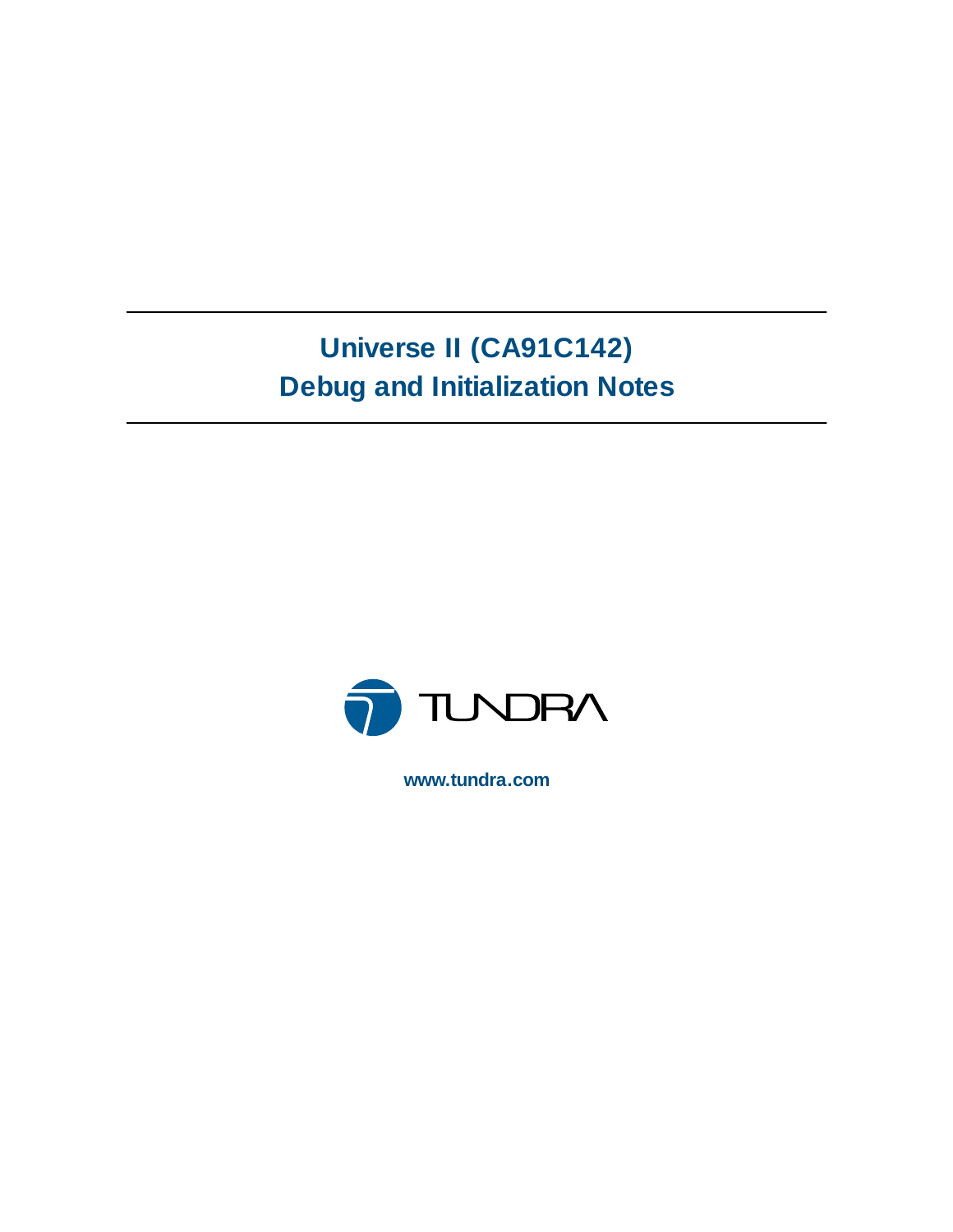# Universe II (CA91C142)
# Debug and Initialization Notes

TUNDRA

www.tundra.com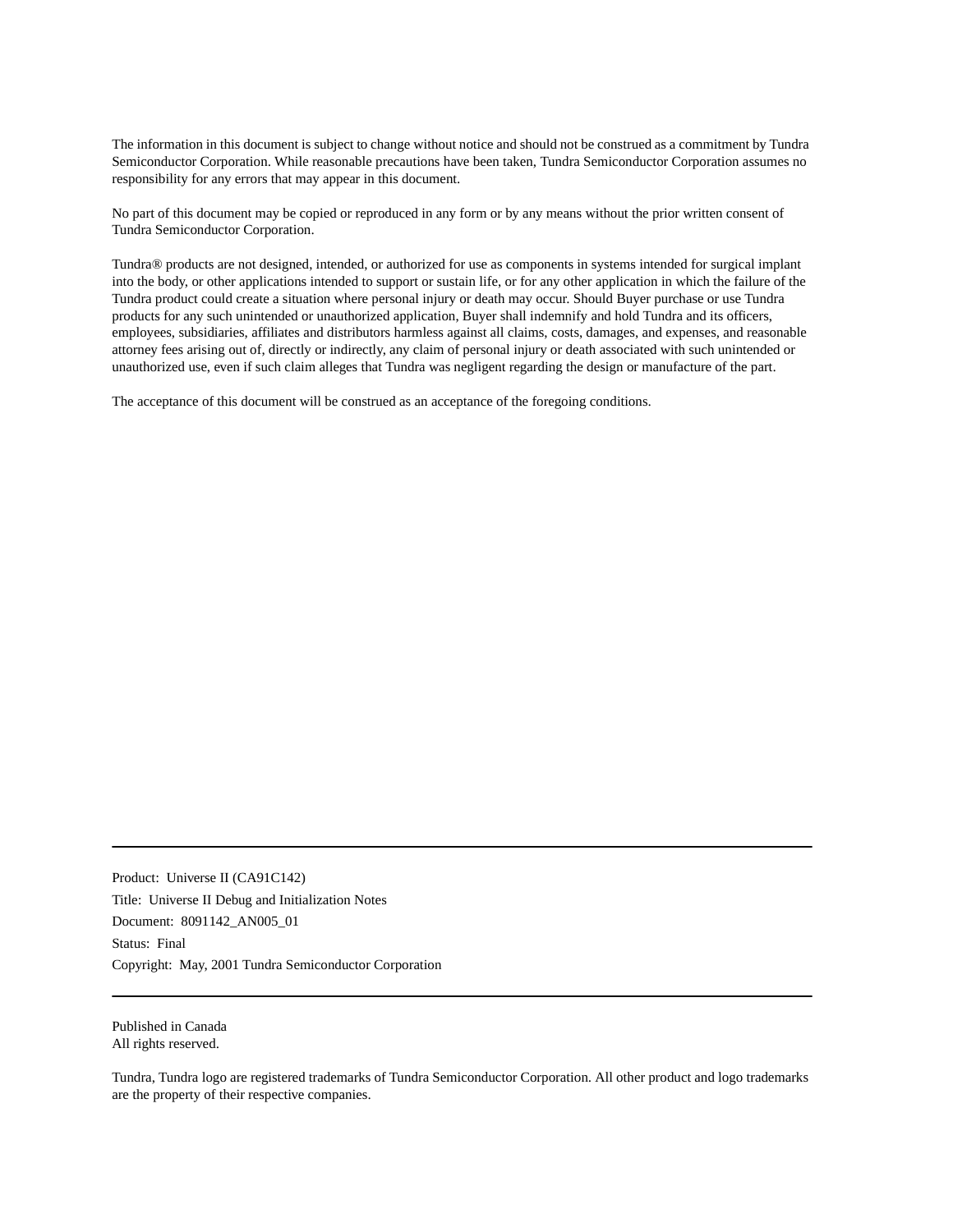The information in this document is subject to change without notice and should not be construed as a commitment by Tundra Semiconductor Corporation. While reasonable precautions have been taken, Tundra Semiconductor Corporation assumes no responsibility for any errors that may appear in this document.

No part of this document may be copied or reproduced in any form or by any means without the prior written consent of Tundra Semiconductor Corporation.

Tundra® products are not designed, intended, or authorized for use as components in systems intended for surgical implant into the body, or other applications intended to support or sustain life, or for any other application in which the failure of the Tundra product could create a situation where personal injury or death may occur. Should Buyer purchase or use Tundra products for any such unintended or unauthorized application, Buyer shall indemnify and hold Tundra and its officers, employees, subsidiaries, affiliates and distributors harmless against all claims, costs, damages, and expenses, and reasonable attorney fees arising out of, directly or indirectly, any claim of personal injury or death associated with such unintended or unauthorized use, even if such claim alleges that Tundra was negligent regarding the design or manufacture of the part.

The acceptance of this document will be construed as an acceptance of the foregoing conditions.

---

Product: Universe II (CA91C142)

Title: Universe II Debug and Initialization Notes

Document: 8091142_AN005_01

Status: Final

Copyright: May, 2001 Tundra Semiconductor Corporation

---

Published in Canada
All rights reserved.

Tundra, Tundra logo are registered trademarks of Tundra Semiconductor Corporation. All other product and logo trademarks are the property of their respective companies.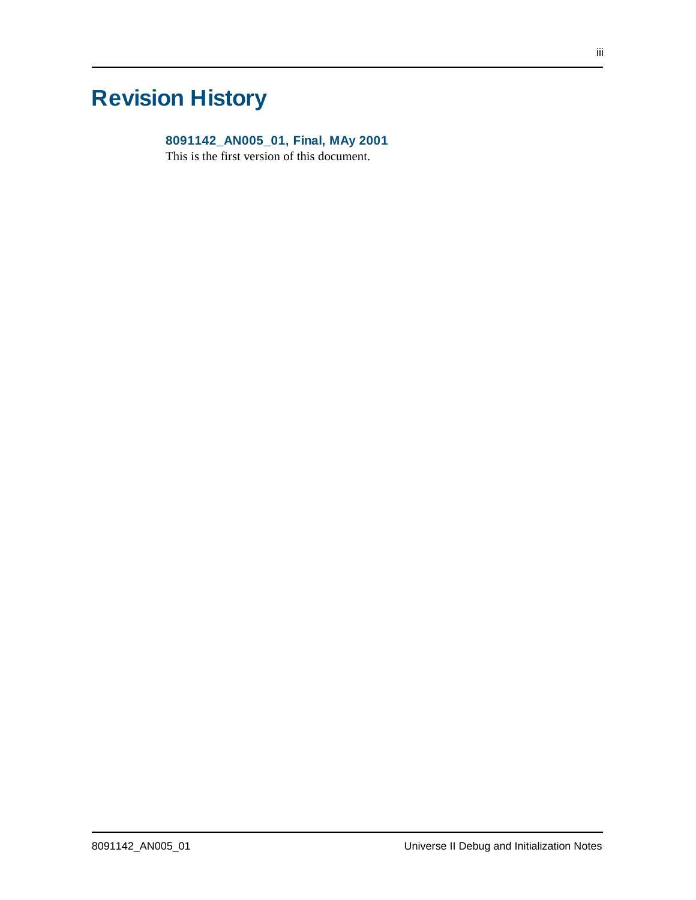# Revision History

### 8091142_AN005_01, Final, MAy 2001

This is the first version of this document.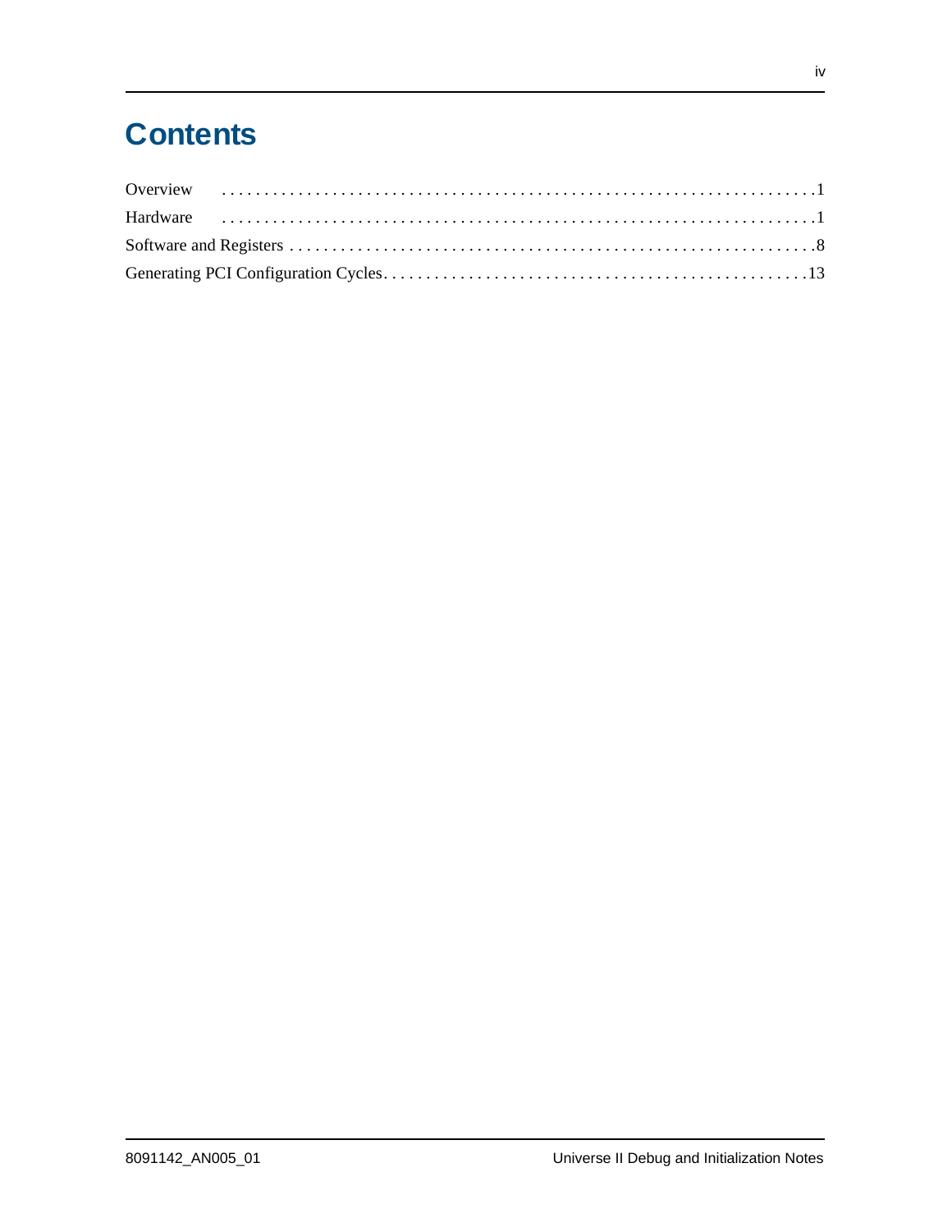# Contents

Overview . . . . . . . . . . . . . . . . . . . . . . . . . . . . . . . . . . . . . . . . . . . . . . . . . . . . . . . . . . . . . .1

Hardware . . . . . . . . . . . . . . . . . . . . . . . . . . . . . . . . . . . . . . . . . . . . . . . . . . . . . . . . . . . . . .1

Software and Registers . . . . . . . . . . . . . . . . . . . . . . . . . . . . . . . . . . . . . . . . . . . . . . . . . . . . . . . .8

Generating PCI Configuration Cycles. . . . . . . . . . . . . . . . . . . . . . . . . . . . . . . . . . . . . . . . . . . . . .13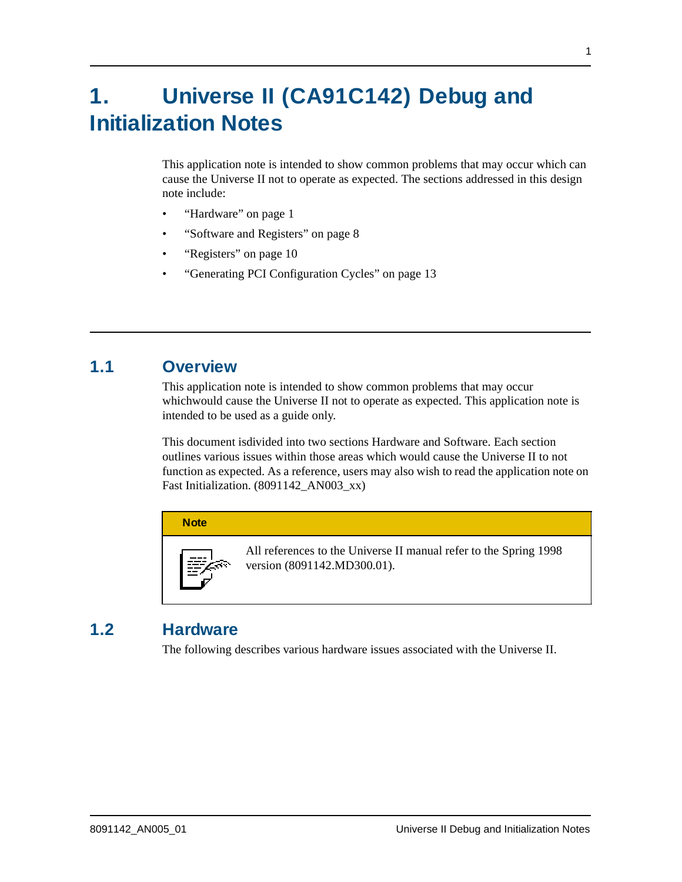# 1. Universe II (CA91C142) Debug and Initialization Notes

This application note is intended to show common problems that may occur which can cause the Universe II not to operate as expected. The sections addressed in this design note include:

- "Hardware" on page 1
- "Software and Registers" on page 8
- "Registers" on page 10
- "Generating PCI Configuration Cycles" on page 13

## 1.1 Overview

This application note is intended to show common problems that may occur whichwould cause the Universe II not to operate as expected. This application note is intended to be used as a guide only.

This document isdivided into two sections Hardware and Software. Each section outlines various issues within those areas which would cause the Universe II to not function as expected. As a reference, users may also wish to read the application note on Fast Initialization. (8091142_AN003_xx)

> **Note**
>
> All references to the Universe II manual refer to the Spring 1998 version (8091142.MD300.01).

## 1.2 Hardware

The following describes various hardware issues associated with the Universe II.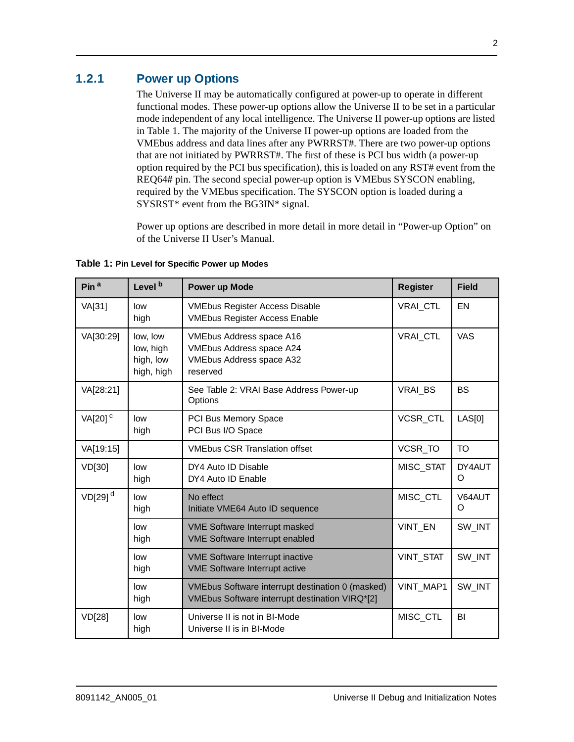### 1.2.1 Power up Options

The Universe II may be automatically configured at power-up to operate in different functional modes. These power-up options allow the Universe II to be set in a particular mode independent of any local intelligence. The Universe II power-up options are listed in Table 1. The majority of the Universe II power-up options are loaded from the VMEbus address and data lines after any PWRRST#. There are two power-up options that are not initiated by PWRRST#. The first of these is PCI bus width (a power-up option required by the PCI bus specification), this is loaded on any RST# event from the REQ64# pin. The second special power-up option is VMEbus SYSCON enabling, required by the VMEbus specification. The SYSCON option is loaded during a SYSRST* event from the BG3IN* signal.

Power up options are described in more detail in more detail in "Power-up Option" on of the Universe II User's Manual.

**Table 1:** **Pin Level for Specific Power up Modes**

| Pin [a] | Level [b] | Power up Mode | Register | Field |
|---|---|---|---|---|
| VA[31] | low<br>high | VMEbus Register Access Disable<br>VMEbus Register Access Enable | VRAI_CTL | EN |
| VA[30:29] | low, low<br>low, high<br>high, low<br>high, high | VMEbus Address space A16<br>VMEbus Address space A24<br>VMEbus Address space A32<br>reserved | VRAI_CTL | VAS |
| VA[28:21] | | See Table 2: VRAI Base Address Power-up Options | VRAI_BS | BS |
| VA[20] [c] | low<br>high | PCI Bus Memory Space<br>PCI Bus I/O Space | VCSR_CTL | LAS[0] |
| VA[19:15] | | VMEbus CSR Translation offset | VCSR_TO | TO |
| VD[30] | low<br>high | DY4 Auto ID Disable<br>DY4 Auto ID Enable | MISC_STAT | DY4AUTO |
| VD[29] [d] | low<br>high | No effect<br>Initiate VME64 Auto ID sequence | MISC_CTL | V64AUTO |
| | low<br>high | VME Software Interrupt masked<br>VME Software Interrupt enabled | VINT_EN | SW_INT |
| | low<br>high | VME Software Interrupt inactive<br>VME Software Interrupt active | VINT_STAT | SW_INT |
| | low<br>high | VMEbus Software interrupt destination 0 (masked)<br>VMEbus Software interrupt destination VIRQ*[2] | VINT_MAP1 | SW_INT |
| VD[28] | low<br>high | Universe II is not in BI-Mode<br>Universe II is in BI-Mode | MISC_CTL | BI |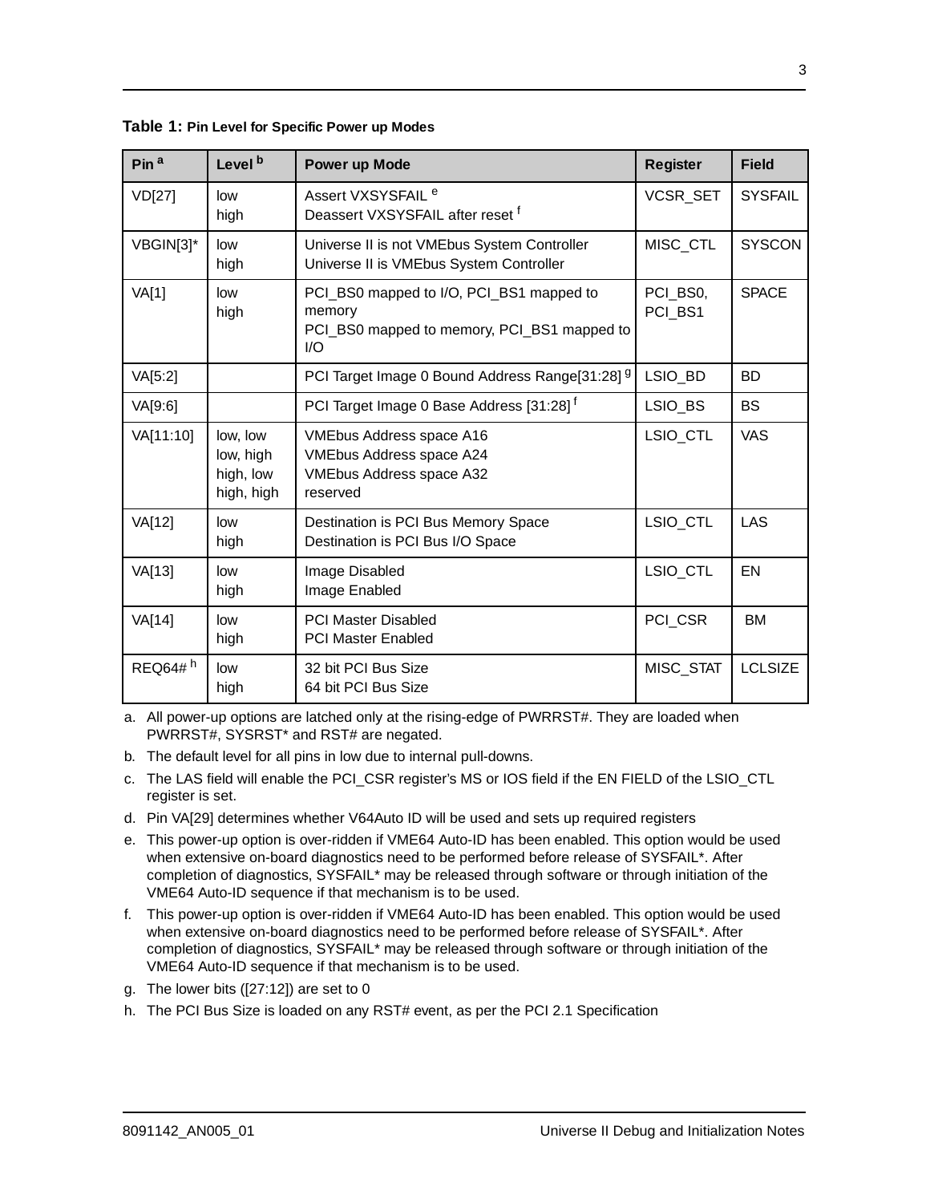**Table 1: Pin Level for Specific Power up Modes**

| Pin [a] | Level [b] | Power up Mode | Register | Field |
|---|---|---|---|---|
| VD[27] | low<br>high | Assert VXSYSFAIL [e]<br>Deassert VXSYSFAIL after reset [f] | VCSR_SET | SYSFAIL |
| VBGIN[3]* | low<br>high | Universe II is not VMEbus System Controller<br>Universe II is VMEbus System Controller | MISC_CTL | SYSCON |
| VA[1] | low<br>high | PCI_BS0 mapped to I/O, PCI_BS1 mapped to memory<br>PCI_BS0 mapped to memory, PCI_BS1 mapped to I/O | PCI_BS0, PCI_BS1 | SPACE |
| VA[5:2] | | PCI Target Image 0 Bound Address Range[31:28] [g] | LSIO_BD | BD |
| VA[9:6] | | PCI Target Image 0 Base Address [31:28] [f] | LSIO_BS | BS |
| VA[11:10] | low, low<br>low, high<br>high, low<br>high, high | VMEbus Address space A16<br>VMEbus Address space A24<br>VMEbus Address space A32<br>reserved | LSIO_CTL | VAS |
| VA[12] | low<br>high | Destination is PCI Bus Memory Space<br>Destination is PCI Bus I/O Space | LSIO_CTL | LAS |
| VA[13] | low<br>high | Image Disabled<br>Image Enabled | LSIO_CTL | EN |
| VA[14] | low<br>high | PCI Master Disabled<br>PCI Master Enabled | PCI_CSR | BM |
| REQ64# [h] | low<br>high | 32 bit PCI Bus Size<br>64 bit PCI Bus Size | MISC_STAT | LCLSIZE |

a. All power-up options are latched only at the rising-edge of PWRRST#. They are loaded when PWRRST#, SYSRST* and RST# are negated.

b. The default level for all pins in low due to internal pull-downs.

c. The LAS field will enable the PCI_CSR register's MS or IOS field if the EN FIELD of the LSIO_CTL register is set.

d. Pin VA[29] determines whether V64Auto ID will be used and sets up required registers

e. This power-up option is over-ridden if VME64 Auto-ID has been enabled. This option would be used when extensive on-board diagnostics need to be performed before release of SYSFAIL*. After completion of diagnostics, SYSFAIL* may be released through software or through initiation of the VME64 Auto-ID sequence if that mechanism is to be used.

f. This power-up option is over-ridden if VME64 Auto-ID has been enabled. This option would be used when extensive on-board diagnostics need to be performed before release of SYSFAIL*. After completion of diagnostics, SYSFAIL* may be released through software or through initiation of the VME64 Auto-ID sequence if that mechanism is to be used.

g. The lower bits ([27:12]) are set to 0

h. The PCI Bus Size is loaded on any RST# event, as per the PCI 2.1 Specification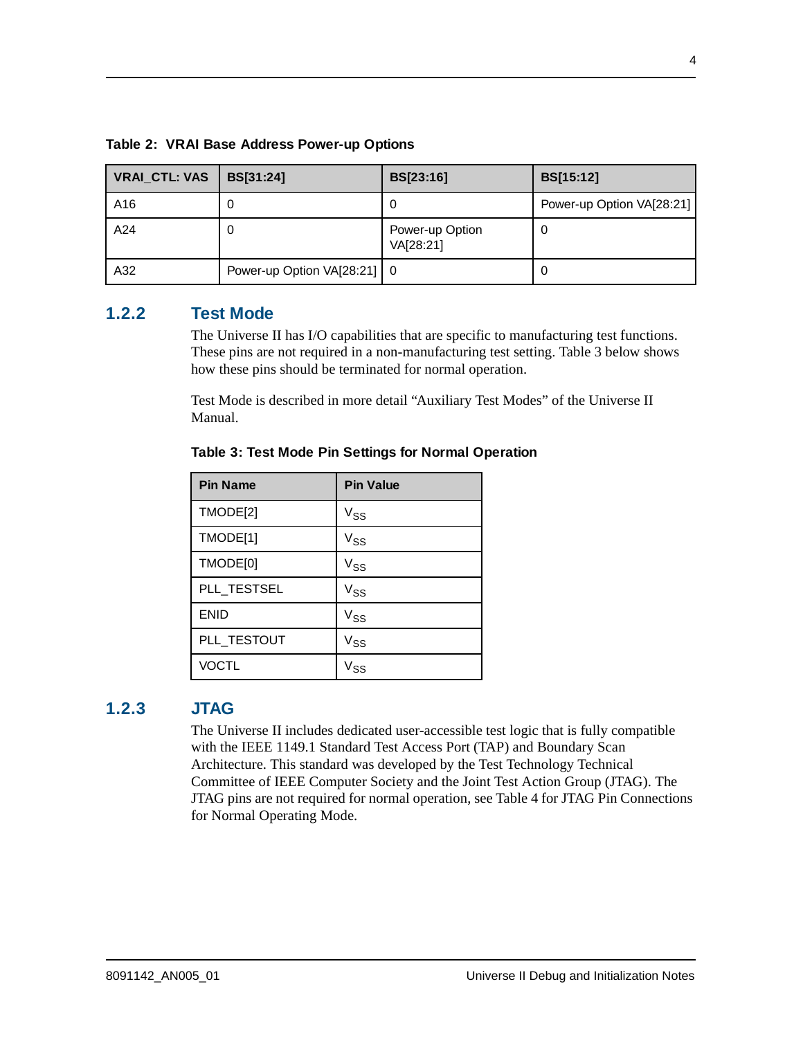**Table 2: VRAI Base Address Power-up Options**

| VRAI_CTL: VAS | BS[31:24] | BS[23:16] | BS[15:12] |
|---|---|---|---|
| A16 | 0 | 0 | Power-up Option VA[28:21] |
| A24 | 0 | Power-up Option VA[28:21] | 0 |
| A32 | Power-up Option VA[28:21] | 0 | 0 |

### 1.2.2 Test Mode

The Universe II has I/O capabilities that are specific to manufacturing test functions. These pins are not required in a non-manufacturing test setting. Table 3 below shows how these pins should be terminated for normal operation.

Test Mode is described in more detail “Auxiliary Test Modes” of the Universe II Manual.

**Table 3: Test Mode Pin Settings for Normal Operation**

| Pin Name | Pin Value |
|---|---|
| TMODE[2] | $V_{SS}$ |
| TMODE[1] | $V_{SS}$ |
| TMODE[0] | $V_{SS}$ |
| PLL_TESTSEL | $V_{SS}$ |
| ENID | $V_{SS}$ |
| PLL_TESTOUT | $V_{SS}$ |
| VOCTL | $V_{SS}$ |

### 1.2.3 JTAG

The Universe II includes dedicated user-accessible test logic that is fully compatible with the IEEE 1149.1 Standard Test Access Port (TAP) and Boundary Scan Architecture. This standard was developed by the Test Technology Technical Committee of IEEE Computer Society and the Joint Test Action Group (JTAG). The JTAG pins are not required for normal operation, see Table 4 for JTAG Pin Connections for Normal Operating Mode.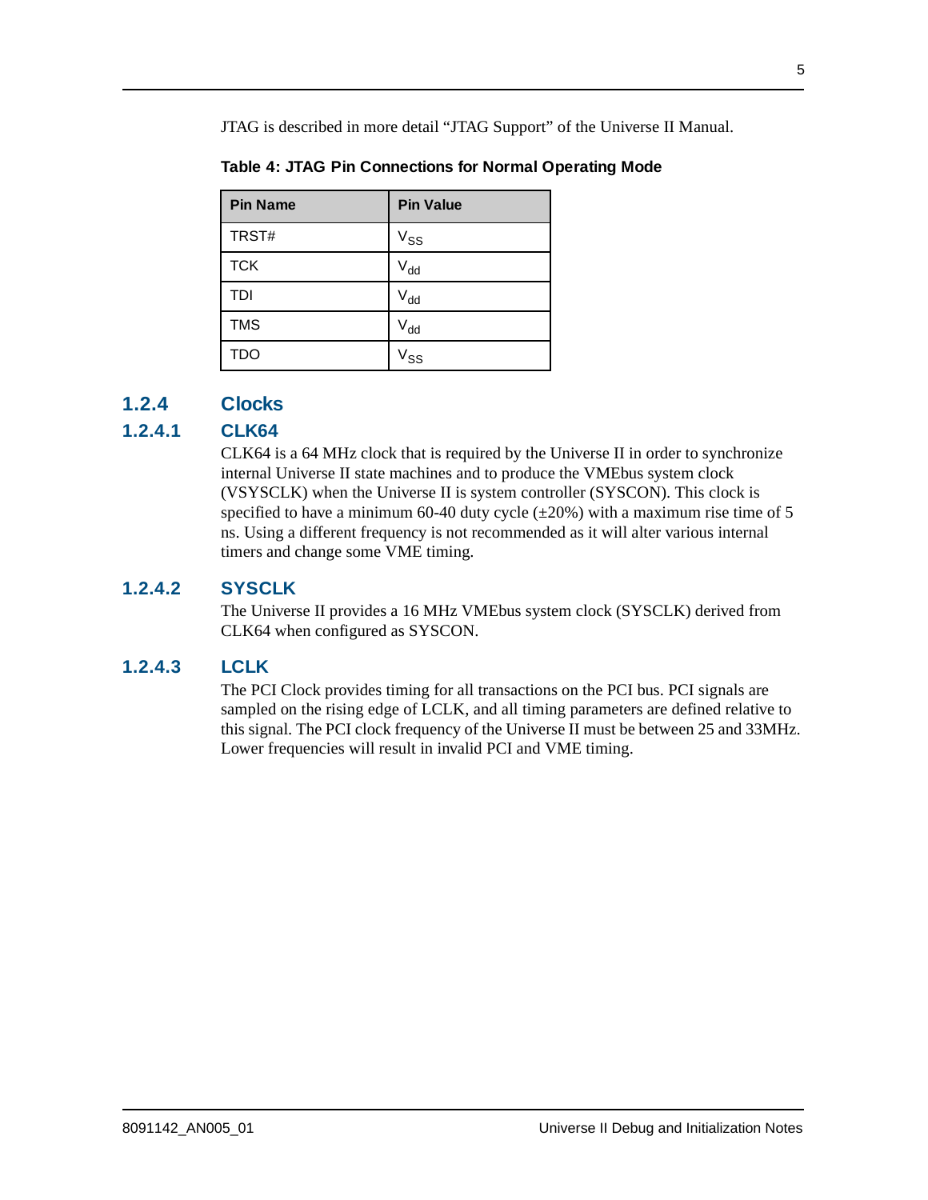JTAG is described in more detail "JTAG Support" of the Universe II Manual.

**Table 4: JTAG Pin Connections for Normal Operating Mode**

| Pin Name | Pin Value |
|---|---|
| TRST# | $V_{SS}$ |
| TCK | $V_{dd}$ |
| TDI | $V_{dd}$ |
| TMS | $V_{dd}$ |
| TDO | $V_{SS}$ |

### 1.2.4 Clocks

#### 1.2.4.1 CLK64

CLK64 is a 64 MHz clock that is required by the Universe II in order to synchronize internal Universe II state machines and to produce the VMEbus system clock (VSYSCLK) when the Universe II is system controller (SYSCON). This clock is specified to have a minimum 60-40 duty cycle (±20%) with a maximum rise time of 5 ns. Using a different frequency is not recommended as it will alter various internal timers and change some VME timing.

#### 1.2.4.2 SYSCLK

The Universe II provides a 16 MHz VMEbus system clock (SYSCLK) derived from CLK64 when configured as SYSCON.

#### 1.2.4.3 LCLK

The PCI Clock provides timing for all transactions on the PCI bus. PCI signals are sampled on the rising edge of LCLK, and all timing parameters are defined relative to this signal. The PCI clock frequency of the Universe II must be between 25 and 33MHz. Lower frequencies will result in invalid PCI and VME timing.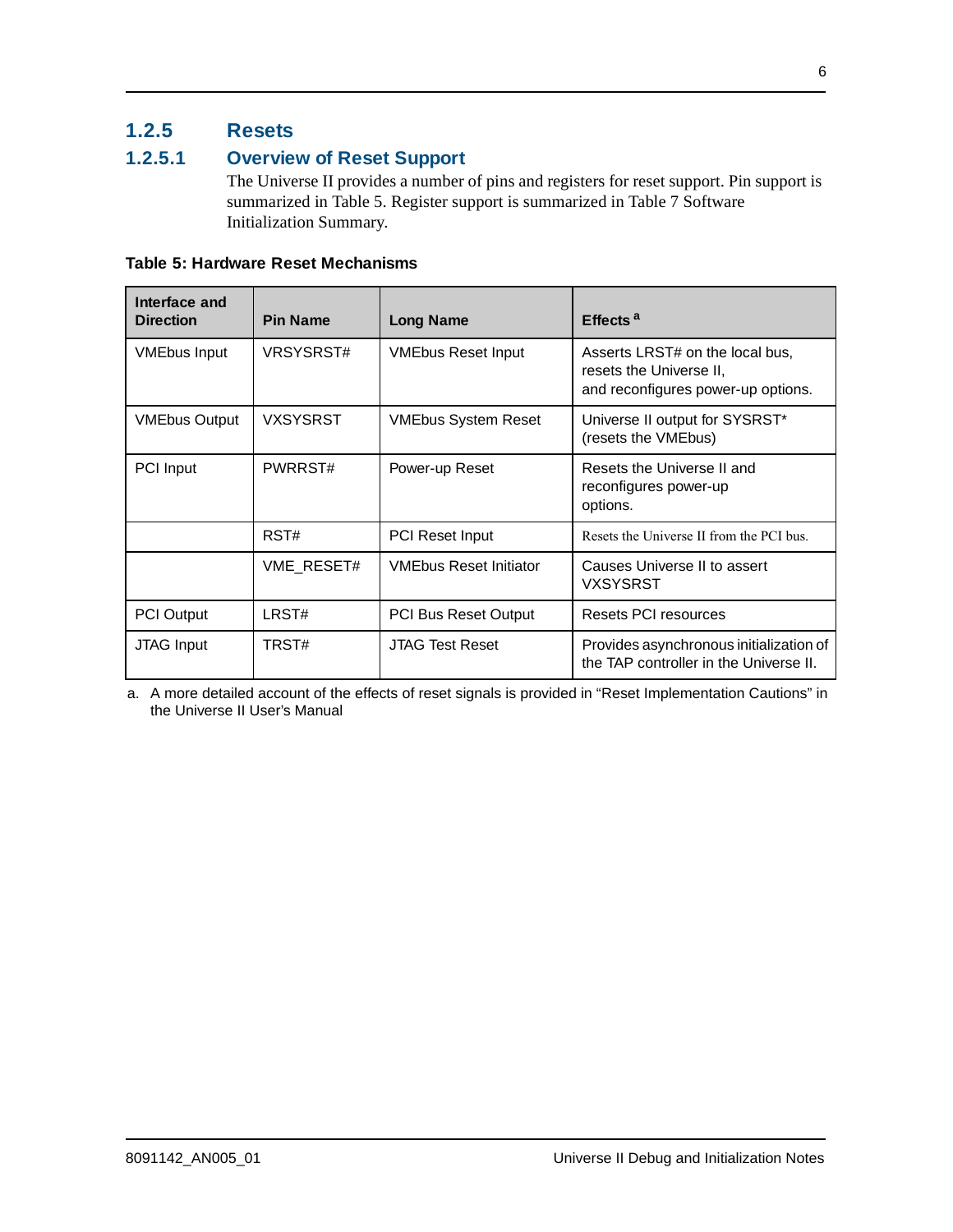### 1.2.5 Resets

#### 1.2.5.1 Overview of Reset Support

The Universe II provides a number of pins and registers for reset support. Pin support is summarized in Table 5. Register support is summarized in Table 7 Software Initialization Summary.

**Table 5: Hardware Reset Mechanisms**

| Interface and Direction | Pin Name | Long Name | Effects [a] |
|---|---|---|---|
| VMEbus Input | VRSYSRST# | VMEbus Reset Input | Asserts LRST# on the local bus, resets the Universe II, and reconfigures power-up options. |
| VMEbus Output | VXSYSRST | VMEbus System Reset | Universe II output for SYSRST* (resets the VMEbus) |
| PCI Input | PWRRST# | Power-up Reset | Resets the Universe II and reconfigures power-up options. |
| | RST# | PCI Reset Input | Resets the Universe II from the PCI bus. |
| | VME_RESET# | VMEbus Reset Initiator | Causes Universe II to assert VXSYSRST |
| PCI Output | LRST# | PCI Bus Reset Output | Resets PCI resources |
| JTAG Input | TRST# | JTAG Test Reset | Provides asynchronous initialization of the TAP controller in the Universe II. |

a. A more detailed account of the effects of reset signals is provided in "Reset Implementation Cautions" in the Universe II User's Manual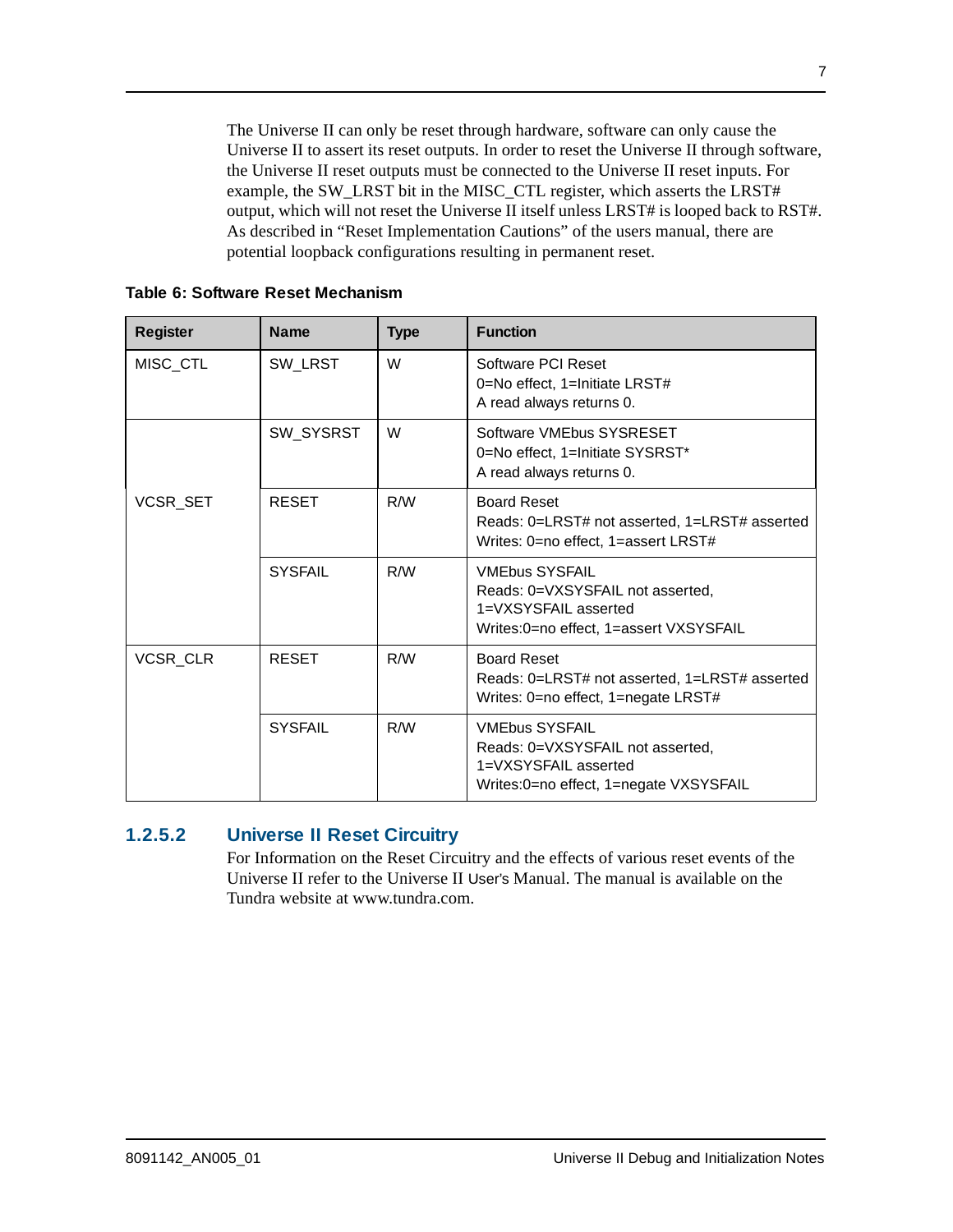The Universe II can only be reset through hardware, software can only cause the Universe II to assert its reset outputs. In order to reset the Universe II through software, the Universe II reset outputs must be connected to the Universe II reset inputs. For example, the SW_LRST bit in the MISC_CTL register, which asserts the LRST# output, which will not reset the Universe II itself unless LRST# is looped back to RST#. As described in “Reset Implementation Cautions” of the users manual, there are potential loopback configurations resulting in permanent reset.

**Table 6: Software Reset Mechanism**

| Register | Name | Type | Function |
|---|---|---|---|
| MISC_CTL | SW_LRST | W | Software PCI Reset<br>0=No effect, 1=Initiate LRST#<br>A read always returns 0. |
| VCSR_SET | SW_SYSRST | W | Software VMEbus SYSRESET<br>0=No effect, 1=Initiate SYSRST*<br>A read always returns 0. |
| | RESET | R/W | Board Reset<br>Reads: 0=LRST# not asserted, 1=LRST# asserted<br>Writes: 0=no effect, 1=assert LRST# |
| | SYSFAIL | R/W | VMEbus SYSFAIL<br>Reads: 0=VXSYSFAIL not asserted, 1=VXSYSFAIL asserted<br>Writes:0=no effect, 1=assert VXSYSFAIL |
| VCSR_CLR | RESET | R/W | Board Reset<br>Reads: 0=LRST# not asserted, 1=LRST# asserted<br>Writes: 0=no effect, 1=negate LRST# |
| | SYSFAIL | R/W | VMEbus SYSFAIL<br>Reads: 0=VXSYSFAIL not asserted, 1=VXSYSFAIL asserted<br>Writes:0=no effect, 1=negate VXSYSFAIL |

### 1.2.5.2 Universe II Reset Circuitry

For Information on the Reset Circuitry and the effects of various reset events of the Universe II refer to the Universe II User's Manual. The manual is available on the Tundra website at www.tundra.com.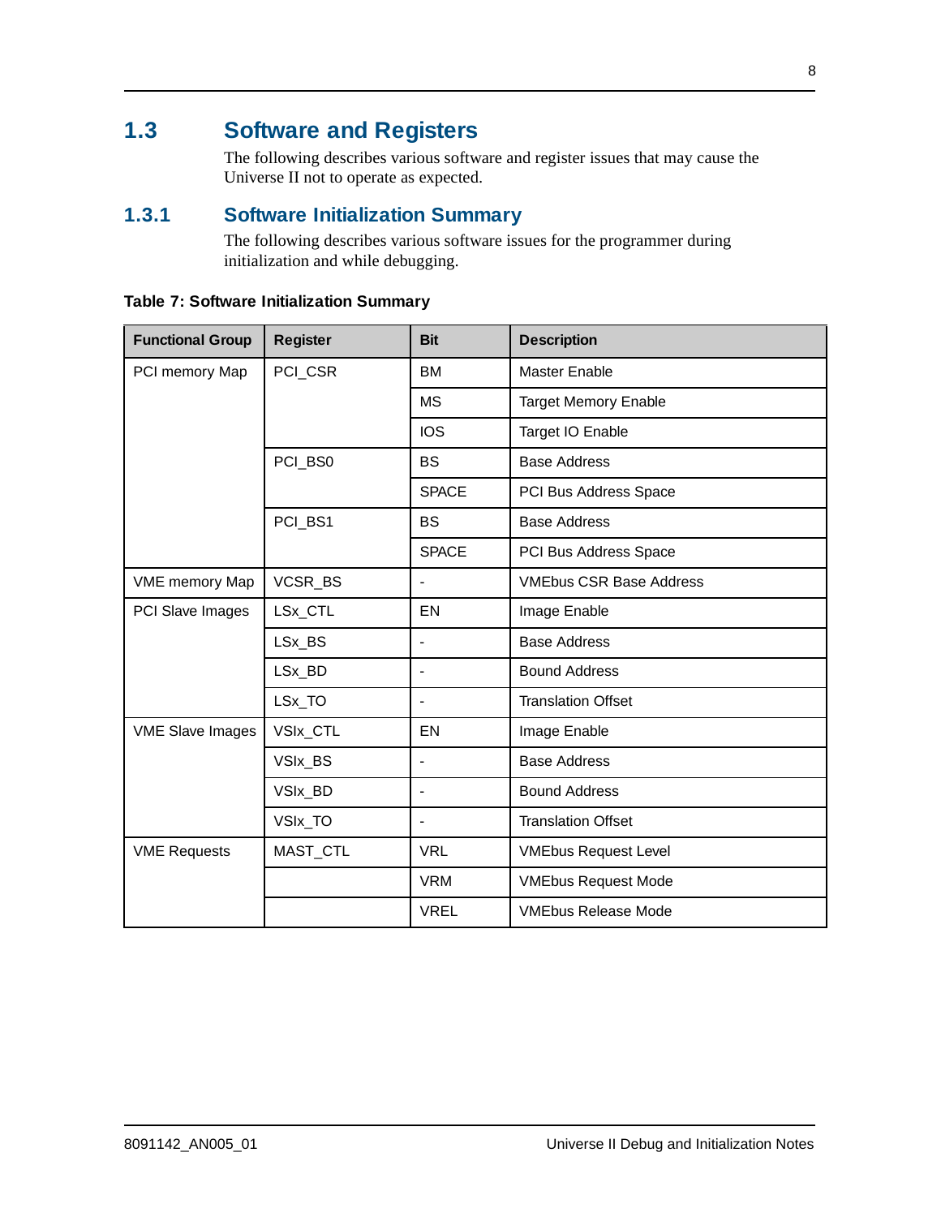## 1.3 Software and Registers

The following describes various software and register issues that may cause the Universe II not to operate as expected.

### 1.3.1 Software Initialization Summary

The following describes various software issues for the programmer during initialization and while debugging.

**Table 7: Software Initialization Summary**

| Functional Group | Register | Bit | Description |
|---|---|---|---|
| PCI memory Map | PCI_CSR | BM | Master Enable |
| | | MS | Target Memory Enable |
| | | IOS | Target IO Enable |
| | PCI_BS0 | BS | Base Address |
| | | SPACE | PCI Bus Address Space |
| | PCI_BS1 | BS | Base Address |
| | | SPACE | PCI Bus Address Space |
| VME memory Map | VCSR_BS | - | VMEbus CSR Base Address |
| PCI Slave Images | LSx_CTL | EN | Image Enable |
| | LSx_BS | - | Base Address |
| | LSx_BD | - | Bound Address |
| | LSx_TO | - | Translation Offset |
| VME Slave Images | VSIx_CTL | EN | Image Enable |
| | VSIx_BS | - | Base Address |
| | VSIx_BD | - | Bound Address |
| | VSIx_TO | - | Translation Offset |
| VME Requests | MAST_CTL | VRL | VMEbus Request Level |
| | | VRM | VMEbus Request Mode |
| | | VREL | VMEbus Release Mode |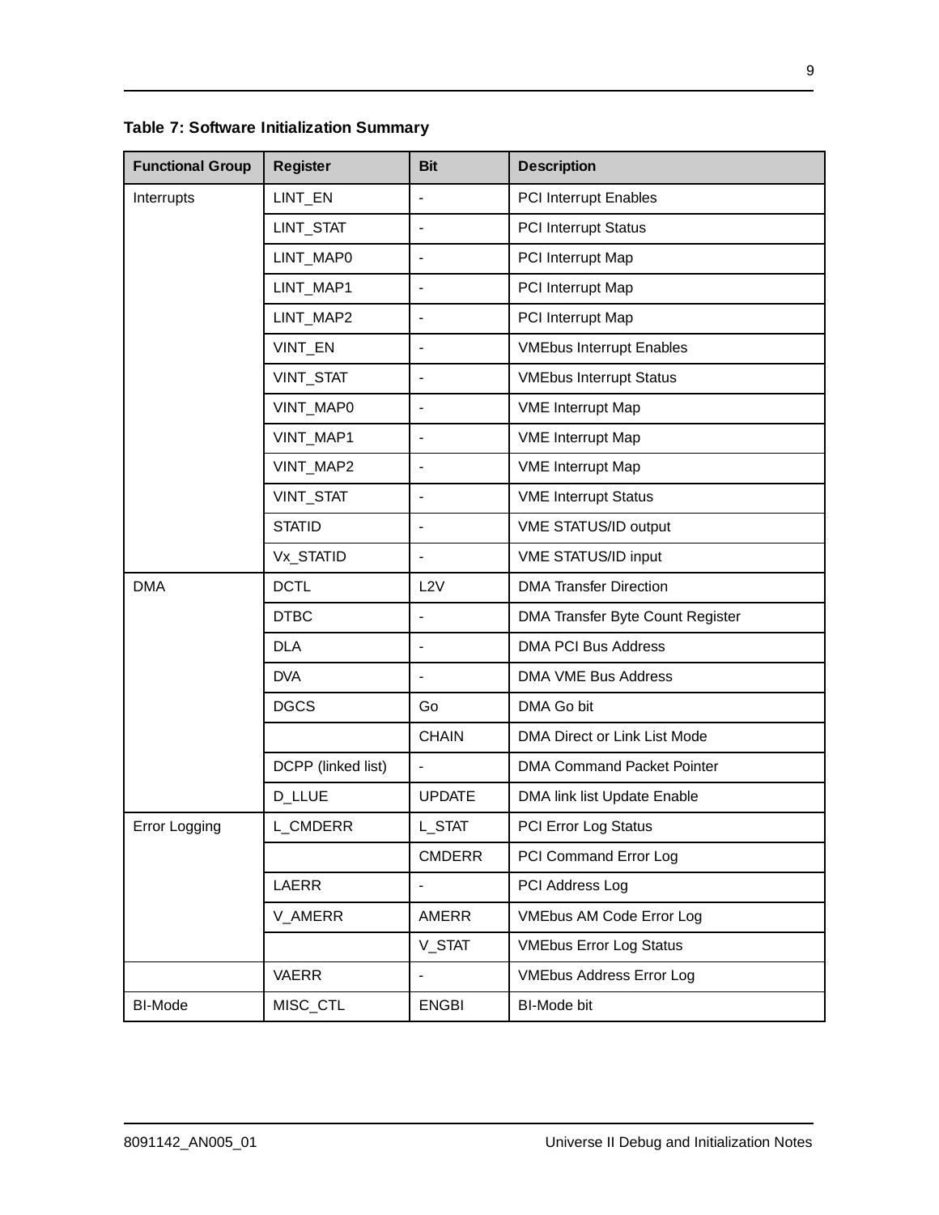**Table 7: Software Initialization Summary**

| Functional Group | Register | Bit | Description |
|---|---|---|---|
| Interrupts | LINT_EN | - | PCI Interrupt Enables |
| | LINT_STAT | - | PCI Interrupt Status |
| | LINT_MAP0 | - | PCI Interrupt Map |
| | LINT_MAP1 | - | PCI Interrupt Map |
| | LINT_MAP2 | - | PCI Interrupt Map |
| | VINT_EN | - | VMEbus Interrupt Enables |
| | VINT_STAT | - | VMEbus Interrupt Status |
| | VINT_MAP0 | - | VME Interrupt Map |
| | VINT_MAP1 | - | VME Interrupt Map |
| | VINT_MAP2 | - | VME Interrupt Map |
| | VINT_STAT | - | VME Interrupt Status |
| | STATID | - | VME STATUS/ID output |
| | Vx_STATID | - | VME STATUS/ID input |
| DMA | DCTL | L2V | DMA Transfer Direction |
| | DTBC | - | DMA Transfer Byte Count Register |
| | DLA | - | DMA PCI Bus Address |
| | DVA | - | DMA VME Bus Address |
| | DGCS | Go | DMA Go bit |
| | | CHAIN | DMA Direct or Link List Mode |
| | DCPP (linked list) | - | DMA Command Packet Pointer |
| | D_LLUE | UPDATE | DMA link list Update Enable |
| Error Logging | L_CMDERR | L_STAT | PCI Error Log Status |
| | | CMDERR | PCI Command Error Log |
| | LAERR | - | PCI Address Log |
| | V_AMERR | AMERR | VMEbus AM Code Error Log |
| | | V_STAT | VMEbus Error Log Status |
| | VAERR | - | VMEbus Address Error Log |
| BI-Mode | MISC_CTL | ENGBI | BI-Mode bit |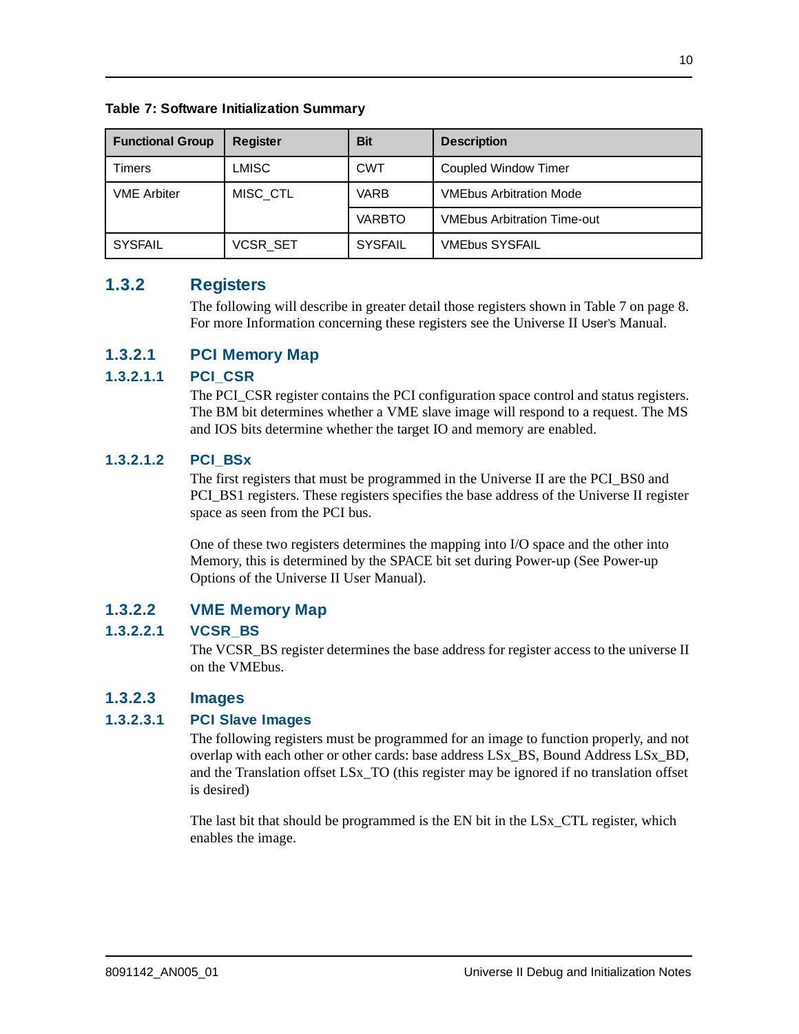**Table 7: Software Initialization Summary**

| Functional Group | Register | Bit | Description |
|---|---|---|---|
| Timers | LMISC | CWT | Coupled Window Timer |
| VME Arbiter | MISC_CTL | VARB | VMEbus Arbitration Mode |
| | | VARBTO | VMEbus Arbitration Time-out |
| SYSFAIL | VCSR_SET | SYSFAIL | VMEbus SYSFAIL |

## 1.3.2 Registers

The following will describe in greater detail those registers shown in Table 7 on page 8. For more Information concerning these registers see the Universe II User's Manual.

### 1.3.2.1 PCI Memory Map

#### 1.3.2.1.1 PCI_CSR

The PCI_CSR register contains the PCI configuration space control and status registers. The BM bit determines whether a VME slave image will respond to a request. The MS and IOS bits determine whether the target IO and memory are enabled.

#### 1.3.2.1.2 PCI_BSx

The first registers that must be programmed in the Universe II are the PCI_BS0 and PCI_BS1 registers. These registers specifies the base address of the Universe II register space as seen from the PCI bus.

One of these two registers determines the mapping into I/O space and the other into Memory, this is determined by the SPACE bit set during Power-up (See Power-up Options of the Universe II User Manual).

### 1.3.2.2 VME Memory Map

#### 1.3.2.2.1 VCSR_BS

The VCSR_BS register determines the base address for register access to the universe II on the VMEbus.

### 1.3.2.3 Images

#### 1.3.2.3.1 PCI Slave Images

The following registers must be programmed for an image to function properly, and not overlap with each other or other cards: base address LSx_BS, Bound Address LSx_BD, and the Translation offset LSx_TO (this register may be ignored if no translation offset is desired)

The last bit that should be programmed is the EN bit in the LSx_CTL register, which enables the image.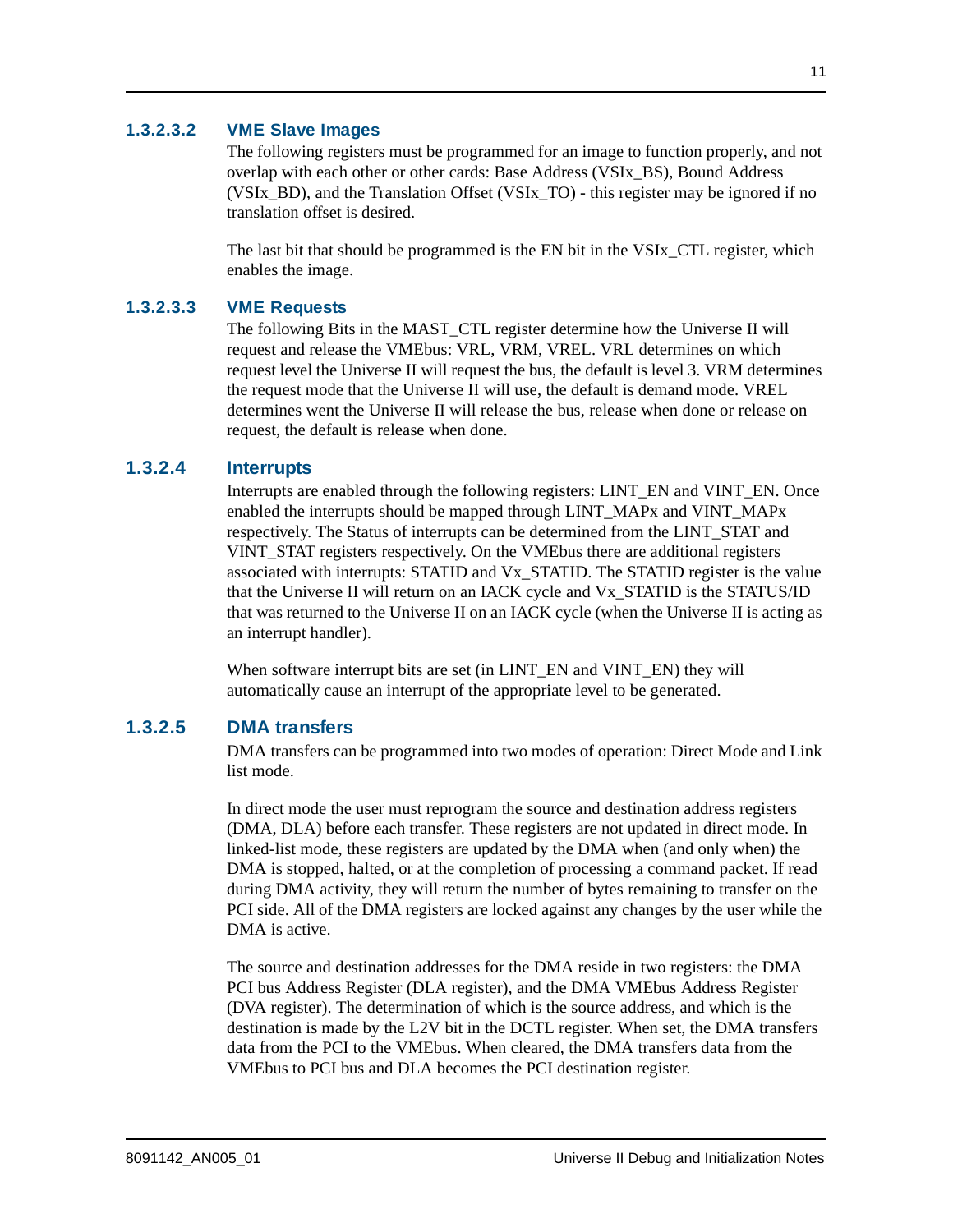#### 1.3.2.3.2 VME Slave Images

The following registers must be programmed for an image to function properly, and not overlap with each other or other cards: Base Address (VSIx_BS), Bound Address (VSIx_BD), and the Translation Offset (VSIx_TO) - this register may be ignored if no translation offset is desired.

The last bit that should be programmed is the EN bit in the VSIx_CTL register, which enables the image.

#### 1.3.2.3.3 VME Requests

The following Bits in the MAST_CTL register determine how the Universe II will request and release the VMEbus: VRL, VRM, VREL. VRL determines on which request level the Universe II will request the bus, the default is level 3. VRM determines the request mode that the Universe II will use, the default is demand mode. VREL determines went the Universe II will release the bus, release when done or release on request, the default is release when done.

### 1.3.2.4 Interrupts

Interrupts are enabled through the following registers: LINT_EN and VINT_EN. Once enabled the interrupts should be mapped through LINT_MAPx and VINT_MAPx respectively. The Status of interrupts can be determined from the LINT_STAT and VINT_STAT registers respectively. On the VMEbus there are additional registers associated with interrupts: STATID and Vx_STATID. The STATID register is the value that the Universe II will return on an IACK cycle and Vx_STATID is the STATUS/ID that was returned to the Universe II on an IACK cycle (when the Universe II is acting as an interrupt handler).

When software interrupt bits are set (in LINT_EN and VINT_EN) they will automatically cause an interrupt of the appropriate level to be generated.

### 1.3.2.5 DMA transfers

DMA transfers can be programmed into two modes of operation: Direct Mode and Link list mode.

In direct mode the user must reprogram the source and destination address registers (DMA, DLA) before each transfer. These registers are not updated in direct mode. In linked-list mode, these registers are updated by the DMA when (and only when) the DMA is stopped, halted, or at the completion of processing a command packet. If read during DMA activity, they will return the number of bytes remaining to transfer on the PCI side. All of the DMA registers are locked against any changes by the user while the DMA is active.

The source and destination addresses for the DMA reside in two registers: the DMA PCI bus Address Register (DLA register), and the DMA VMEbus Address Register (DVA register). The determination of which is the source address, and which is the destination is made by the L2V bit in the DCTL register. When set, the DMA transfers data from the PCI to the VMEbus. When cleared, the DMA transfers data from the VMEbus to PCI bus and DLA becomes the PCI destination register.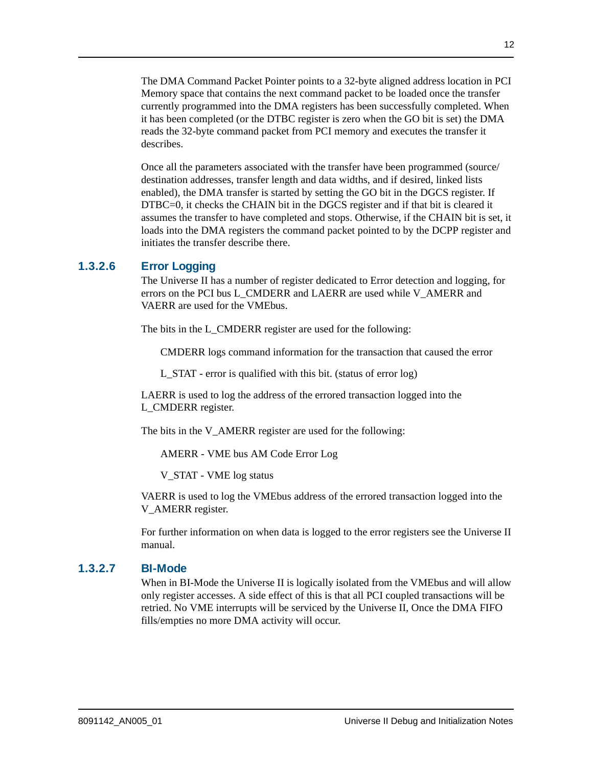The DMA Command Packet Pointer points to a 32-byte aligned address location in PCI Memory space that contains the next command packet to be loaded once the transfer currently programmed into the DMA registers has been successfully completed. When it has been completed (or the DTBC register is zero when the GO bit is set) the DMA reads the 32-byte command packet from PCI memory and executes the transfer it describes.

Once all the parameters associated with the transfer have been programmed (source/destination addresses, transfer length and data widths, and if desired, linked lists enabled), the DMA transfer is started by setting the GO bit in the DGCS register. If DTBC=0, it checks the CHAIN bit in the DGCS register and if that bit is cleared it assumes the transfer to have completed and stops. Otherwise, if the CHAIN bit is set, it loads into the DMA registers the command packet pointed to by the DCPP register and initiates the transfer describe there.

### 1.3.2.6 Error Logging

The Universe II has a number of register dedicated to Error detection and logging, for errors on the PCI bus L_CMDERR and LAERR are used while V_AMERR and VAERR are used for the VMEbus.

The bits in the L_CMDERR register are used for the following:

CMDERR logs command information for the transaction that caused the error

L_STAT - error is qualified with this bit. (status of error log)

LAERR is used to log the address of the errored transaction logged into the L_CMDERR register.

The bits in the V_AMERR register are used for the following:

AMERR - VME bus AM Code Error Log

V_STAT - VME log status

VAERR is used to log the VMEbus address of the errored transaction logged into the V_AMERR register.

For further information on when data is logged to the error registers see the Universe II manual.

### 1.3.2.7 BI-Mode

When in BI-Mode the Universe II is logically isolated from the VMEbus and will allow only register accesses. A side effect of this is that all PCI coupled transactions will be retried. No VME interrupts will be serviced by the Universe II, Once the DMA FIFO fills/empties no more DMA activity will occur.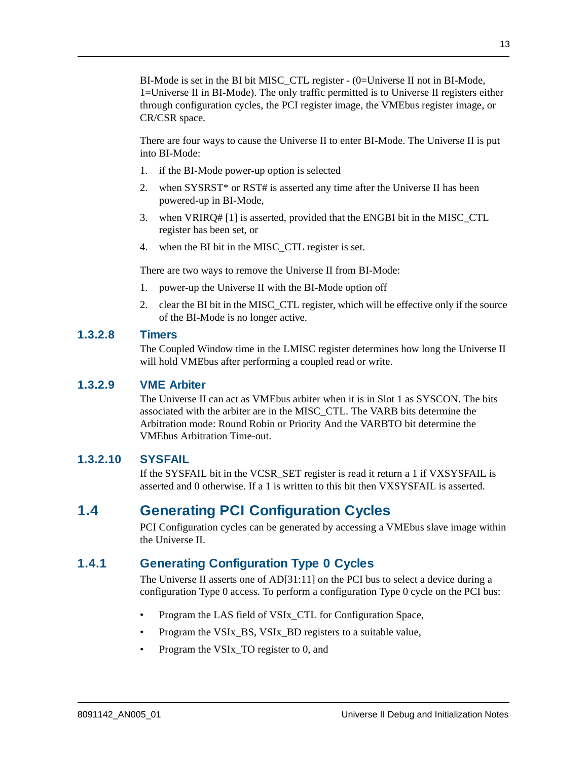BI-Mode is set in the BI bit MISC_CTL register - (0=Universe II not in BI-Mode, 1=Universe II in BI-Mode). The only traffic permitted is to Universe II registers either through configuration cycles, the PCI register image, the VMEbus register image, or CR/CSR space.

There are four ways to cause the Universe II to enter BI-Mode. The Universe II is put into BI-Mode:

1. if the BI-Mode power-up option is selected
2. when SYSRST* or RST# is asserted any time after the Universe II has been powered-up in BI-Mode,
3. when VRIRQ# [1] is asserted, provided that the ENGBI bit in the MISC_CTL register has been set, or
4. when the BI bit in the MISC_CTL register is set.

There are two ways to remove the Universe II from BI-Mode:

1. power-up the Universe II with the BI-Mode option off
2. clear the BI bit in the MISC_CTL register, which will be effective only if the source of the BI-Mode is no longer active.

#### 1.3.2.8 Timers

The Coupled Window time in the LMISC register determines how long the Universe II will hold VMEbus after performing a coupled read or write.

#### 1.3.2.9 VME Arbiter

The Universe II can act as VMEbus arbiter when it is in Slot 1 as SYSCON. The bits associated with the arbiter are in the MISC_CTL. The VARB bits determine the Arbitration mode: Round Robin or Priority And the VARBTO bit determine the VMEbus Arbitration Time-out.

#### 1.3.2.10 SYSFAIL

If the SYSFAIL bit in the VCSR_SET register is read it return a 1 if VXSYSFAIL is asserted and 0 otherwise. If a 1 is written to this bit then VXSYSFAIL is asserted.

## 1.4 Generating PCI Configuration Cycles

PCI Configuration cycles can be generated by accessing a VMEbus slave image within the Universe II.

### 1.4.1 Generating Configuration Type 0 Cycles

The Universe II asserts one of AD[31:11] on the PCI bus to select a device during a configuration Type 0 access. To perform a configuration Type 0 cycle on the PCI bus:

- Program the LAS field of VSIx_CTL for Configuration Space,
- Program the VSIx_BS, VSIx_BD registers to a suitable value,
- Program the VSIx_TO register to 0, and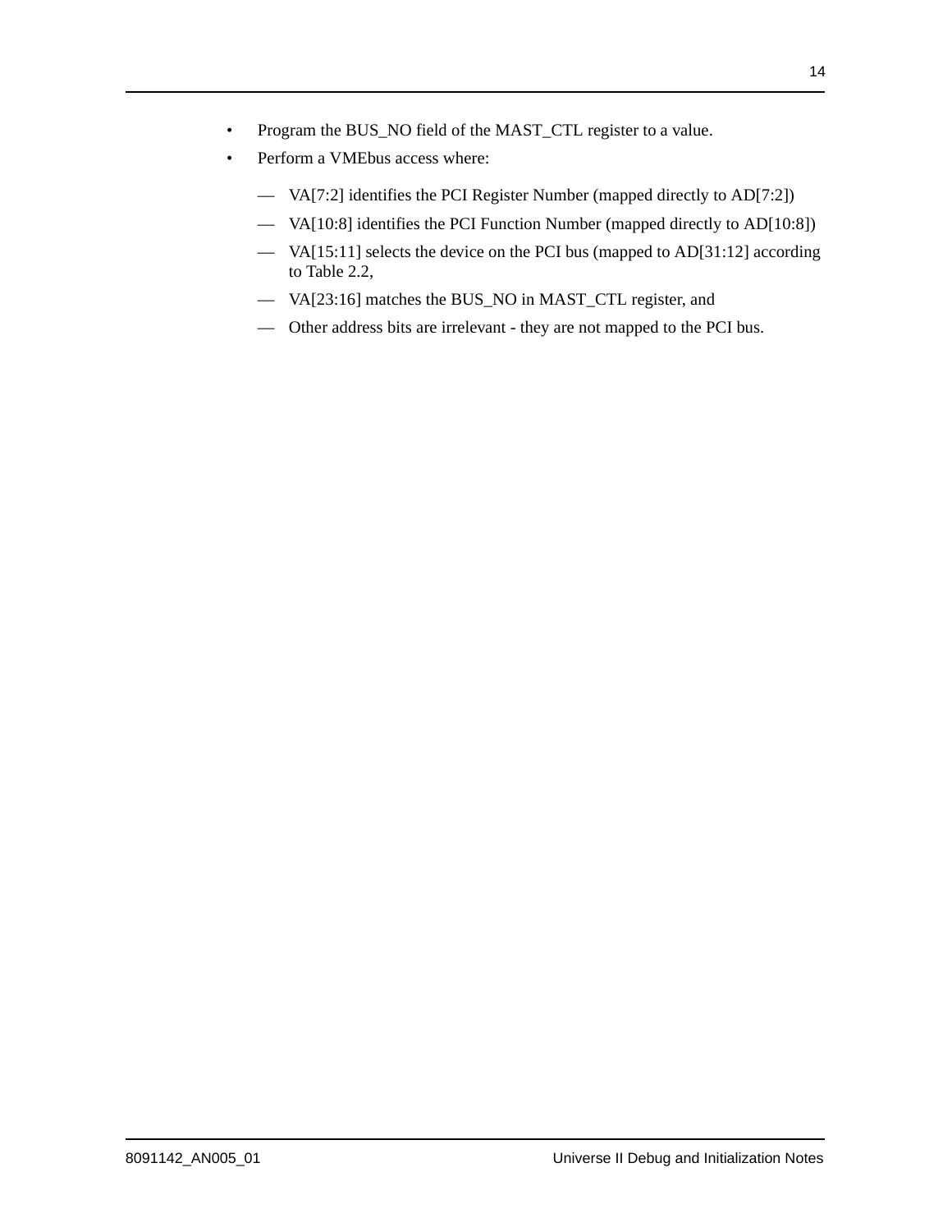- Program the BUS_NO field of the MAST_CTL register to a value.
- Perform a VMEbus access where:
  - — VA[7:2] identifies the PCI Register Number (mapped directly to AD[7:2])
  - — VA[10:8] identifies the PCI Function Number (mapped directly to AD[10:8])
  - — VA[15:11] selects the device on the PCI bus (mapped to AD[31:12] according to Table 2.2,
  - — VA[23:16] matches the BUS_NO in MAST_CTL register, and
  - — Other address bits are irrelevant - they are not mapped to the PCI bus.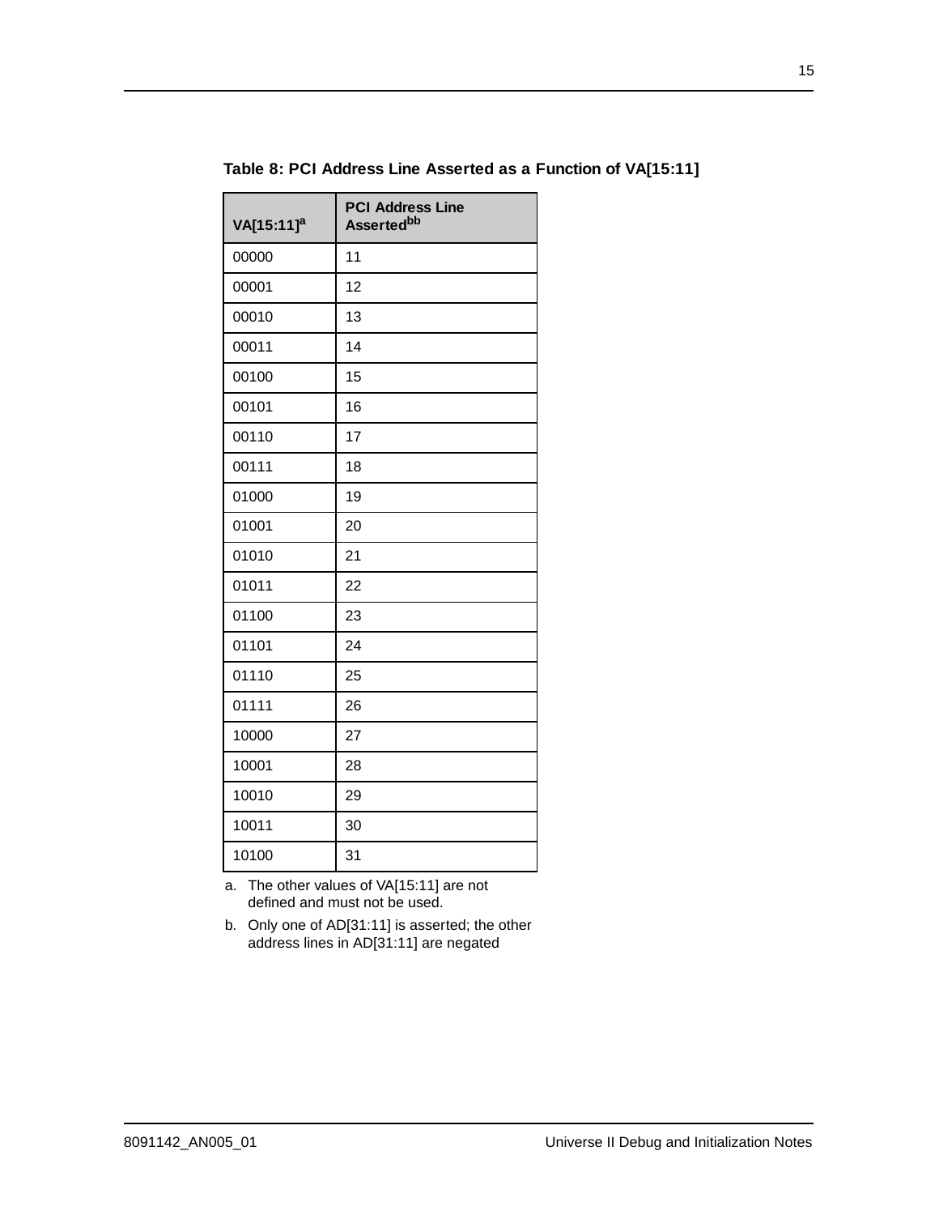**Table 8: PCI Address Line Asserted as a Function of VA[15:11]**

| VA[15:11][a] | PCI Address Line Asserted[b] |
|---|---|
| 00000 | 11 |
| 00001 | 12 |
| 00010 | 13 |
| 00011 | 14 |
| 00100 | 15 |
| 00101 | 16 |
| 00110 | 17 |
| 00111 | 18 |
| 01000 | 19 |
| 01001 | 20 |
| 01010 | 21 |
| 01011 | 22 |
| 01100 | 23 |
| 01101 | 24 |
| 01110 | 25 |
| 01111 | 26 |
| 10000 | 27 |
| 10001 | 28 |
| 10010 | 29 |
| 10011 | 30 |
| 10100 | 31 |

a. The other values of VA[15:11] are not defined and must not be used.

b. Only one of AD[31:11] is asserted; the other address lines in AD[31:11] are negated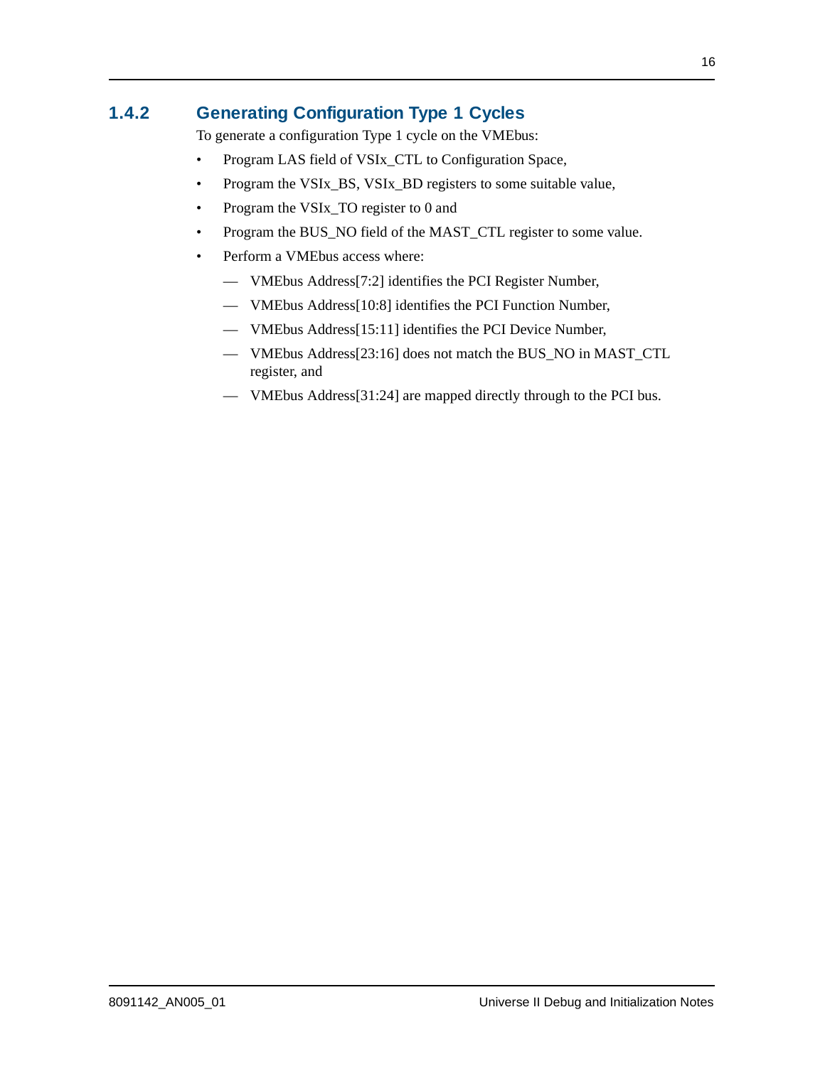### 1.4.2 Generating Configuration Type 1 Cycles

To generate a configuration Type 1 cycle on the VMEbus:

- Program LAS field of VSIx_CTL to Configuration Space,
- Program the VSIx_BS, VSIx_BD registers to some suitable value,
- Program the VSIx_TO register to 0 and
- Program the BUS_NO field of the MAST_CTL register to some value.
- Perform a VMEbus access where:
  - VMEbus Address[7:2] identifies the PCI Register Number,
  - VMEbus Address[10:8] identifies the PCI Function Number,
  - VMEbus Address[15:11] identifies the PCI Device Number,
  - VMEbus Address[23:16] does not match the BUS_NO in MAST_CTL register, and
  - VMEbus Address[31:24] are mapped directly through to the PCI bus.